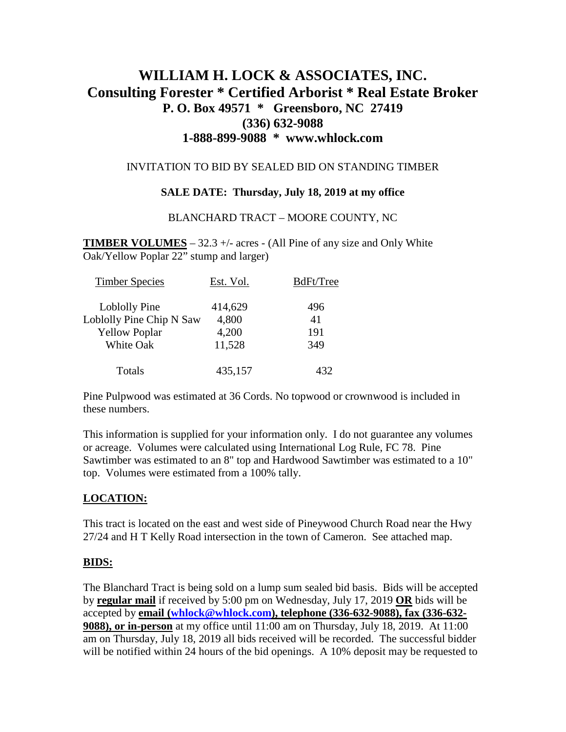# WILLIAM H. LOCK & ASSOCIATES, INC.
## Consulting Forester * Certified Arborist * Real Estate Broker
## P. O. Box 49571 * Greensboro, NC 27419
## (336) 632-9088
## 1-888-899-9088 * www.whlock.com

INVITATION TO BID BY SEALED BID ON STANDING TIMBER

**SALE DATE: Thursday, July 18, 2019 at my office**

BLANCHARD TRACT – MOORE COUNTY, NC

**TIMBER VOLUMES** – 32.3 +/- acres - (All Pine of any size and Only White Oak/Yellow Poplar 22" stump and larger)

| Timber Species | Est. Vol. | BdFt/Tree |
|---|---|---|
| Loblolly Pine | 414,629 | 496 |
| Loblolly Pine Chip N Saw | 4,800 | 41 |
| Yellow Poplar | 4,200 | 191 |
| White Oak | 11,528 | 349 |
| Totals | 435,157 | 432 |

Pine Pulpwood was estimated at 36 Cords. No topwood or crownwood is included in these numbers.

This information is supplied for your information only. I do not guarantee any volumes or acreage. Volumes were calculated using International Log Rule, FC 78. Pine Sawtimber was estimated to an 8" top and Hardwood Sawtimber was estimated to a 10" top. Volumes were estimated from a 100% tally.

**LOCATION:**

This tract is located on the east and west side of Pineywood Church Road near the Hwy 27/24 and H T Kelly Road intersection in the town of Cameron. See attached map.

**BIDS:**

The Blanchard Tract is being sold on a lump sum sealed bid basis. Bids will be accepted by **regular mail** if received by 5:00 pm on Wednesday, July 17, 2019 **OR** bids will be accepted by **email (whlock@whlock.com), telephone (336-632-9088), fax (336-632-9088), or in-person** at my office until 11:00 am on Thursday, July 18, 2019. At 11:00 am on Thursday, July 18, 2019 all bids received will be recorded. The successful bidder will be notified within 24 hours of the bid openings. A 10% deposit may be requested to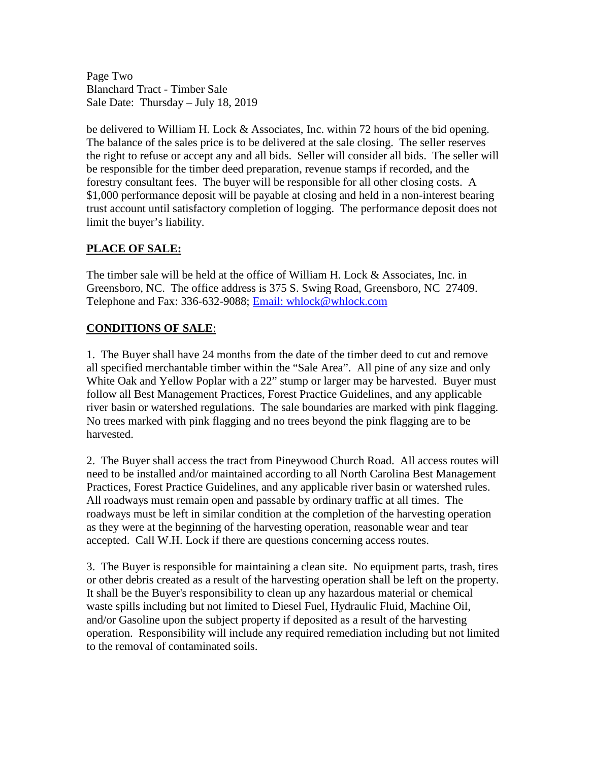be delivered to William H. Lock & Associates, Inc. within 72 hours of the bid opening. The balance of the sales price is to be delivered at the sale closing. The seller reserves the right to refuse or accept any and all bids. Seller will consider all bids. The seller will be responsible for the timber deed preparation, revenue stamps if recorded, and the forestry consultant fees. The buyer will be responsible for all other closing costs. A $1,000 performance deposit will be payable at closing and held in a non-interest bearing trust account until satisfactory completion of logging. The performance deposit does not limit the buyer's liability.

## **PLACE OF SALE:**

The timber sale will be held at the office of William H. Lock & Associates, Inc. in Greensboro, NC. The office address is 375 S. Swing Road, Greensboro, NC 27409. Telephone and Fax: 336-632-9088; Email: whlock@whlock.com

## **CONDITIONS OF SALE**:

1. The Buyer shall have 24 months from the date of the timber deed to cut and remove all specified merchantable timber within the "Sale Area". All pine of any size and only White Oak and Yellow Poplar with a 22" stump or larger may be harvested. Buyer must follow all Best Management Practices, Forest Practice Guidelines, and any applicable river basin or watershed regulations. The sale boundaries are marked with pink flagging. No trees marked with pink flagging and no trees beyond the pink flagging are to be harvested.

2. The Buyer shall access the tract from Pineywood Church Road. All access routes will need to be installed and/or maintained according to all North Carolina Best Management Practices, Forest Practice Guidelines, and any applicable river basin or watershed rules. All roadways must remain open and passable by ordinary traffic at all times. The roadways must be left in similar condition at the completion of the harvesting operation as they were at the beginning of the harvesting operation, reasonable wear and tear accepted. Call W.H. Lock if there are questions concerning access routes.

3. The Buyer is responsible for maintaining a clean site. No equipment parts, trash, tires or other debris created as a result of the harvesting operation shall be left on the property. It shall be the Buyer's responsibility to clean up any hazardous material or chemical waste spills including but not limited to Diesel Fuel, Hydraulic Fluid, Machine Oil, and/or Gasoline upon the subject property if deposited as a result of the harvesting operation. Responsibility will include any required remediation including but not limited to the removal of contaminated soils.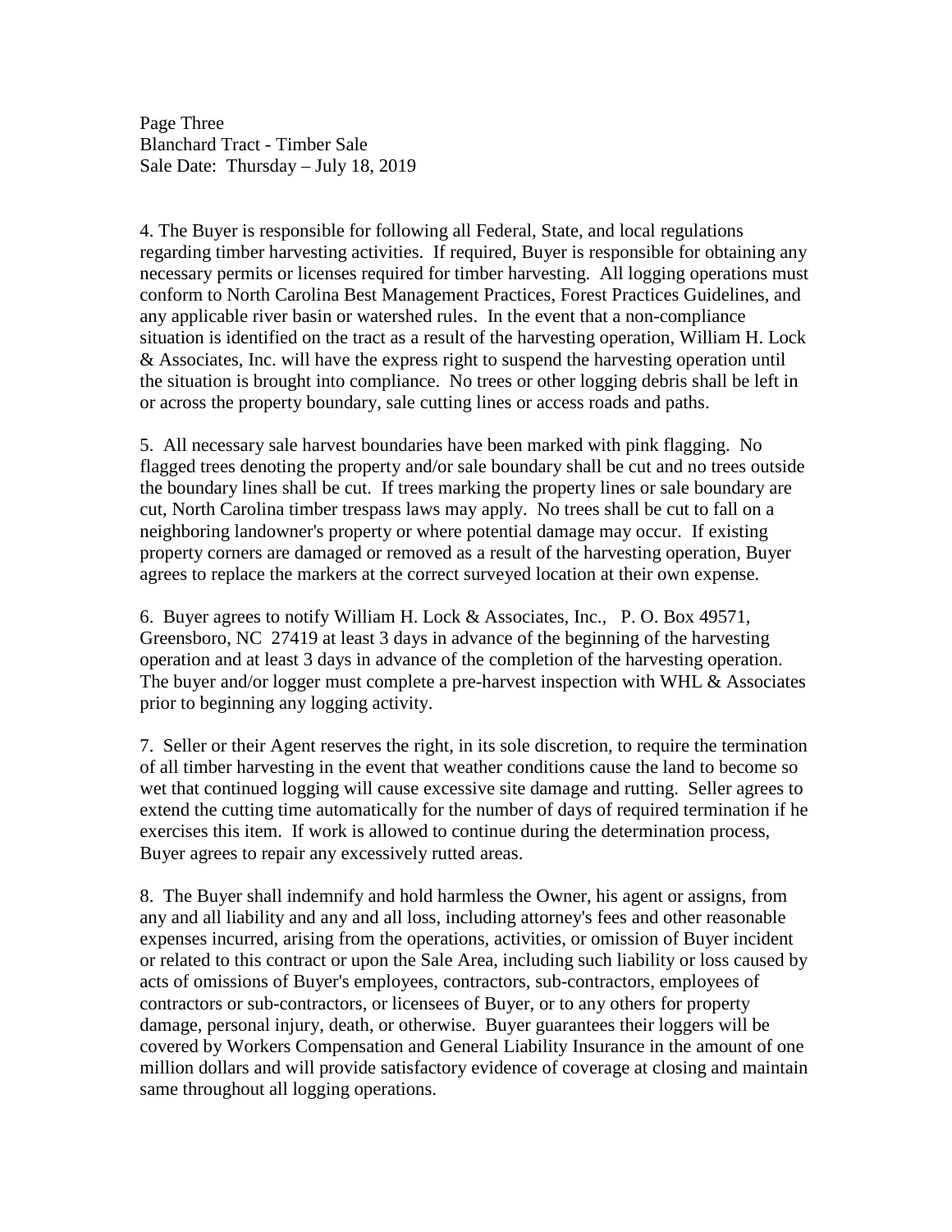4. The Buyer is responsible for following all Federal, State, and local regulations regarding timber harvesting activities. If required, Buyer is responsible for obtaining any necessary permits or licenses required for timber harvesting. All logging operations must conform to North Carolina Best Management Practices, Forest Practices Guidelines, and any applicable river basin or watershed rules. In the event that a non-compliance situation is identified on the tract as a result of the harvesting operation, William H. Lock & Associates, Inc. will have the express right to suspend the harvesting operation until the situation is brought into compliance. No trees or other logging debris shall be left in or across the property boundary, sale cutting lines or access roads and paths.

5. All necessary sale harvest boundaries have been marked with pink flagging. No flagged trees denoting the property and/or sale boundary shall be cut and no trees outside the boundary lines shall be cut. If trees marking the property lines or sale boundary are cut, North Carolina timber trespass laws may apply. No trees shall be cut to fall on a neighboring landowner's property or where potential damage may occur. If existing property corners are damaged or removed as a result of the harvesting operation, Buyer agrees to replace the markers at the correct surveyed location at their own expense.

6. Buyer agrees to notify William H. Lock & Associates, Inc., P. O. Box 49571, Greensboro, NC 27419 at least 3 days in advance of the beginning of the harvesting operation and at least 3 days in advance of the completion of the harvesting operation. The buyer and/or logger must complete a pre-harvest inspection with WHL & Associates prior to beginning any logging activity.

7. Seller or their Agent reserves the right, in its sole discretion, to require the termination of all timber harvesting in the event that weather conditions cause the land to become so wet that continued logging will cause excessive site damage and rutting. Seller agrees to extend the cutting time automatically for the number of days of required termination if he exercises this item. If work is allowed to continue during the determination process, Buyer agrees to repair any excessively rutted areas.

8. The Buyer shall indemnify and hold harmless the Owner, his agent or assigns, from any and all liability and any and all loss, including attorney's fees and other reasonable expenses incurred, arising from the operations, activities, or omission of Buyer incident or related to this contract or upon the Sale Area, including such liability or loss caused by acts of omissions of Buyer's employees, contractors, sub-contractors, employees of contractors or sub-contractors, or licensees of Buyer, or to any others for property damage, personal injury, death, or otherwise. Buyer guarantees their loggers will be covered by Workers Compensation and General Liability Insurance in the amount of one million dollars and will provide satisfactory evidence of coverage at closing and maintain same throughout all logging operations.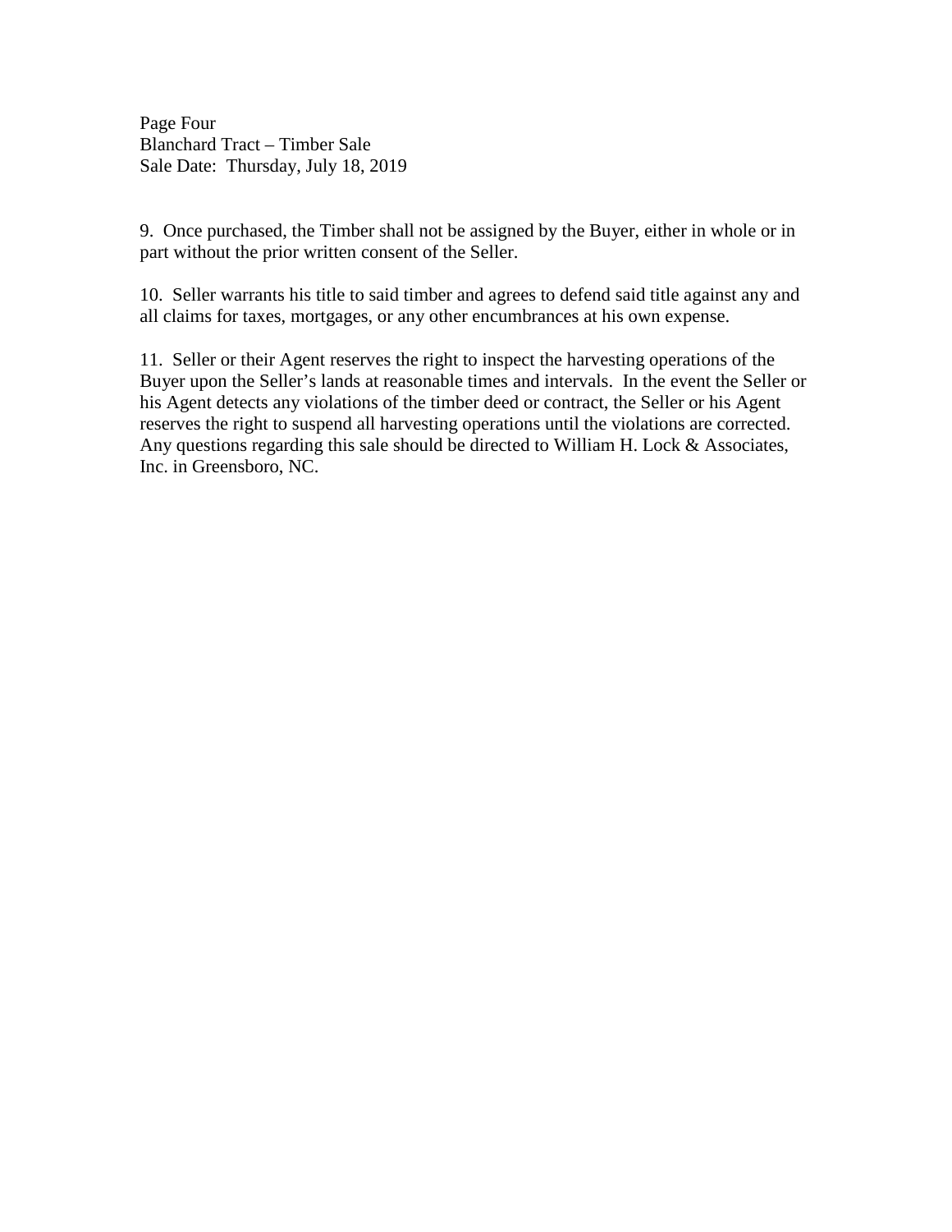9. Once purchased, the Timber shall not be assigned by the Buyer, either in whole or in part without the prior written consent of the Seller.

10. Seller warrants his title to said timber and agrees to defend said title against any and all claims for taxes, mortgages, or any other encumbrances at his own expense.

11. Seller or their Agent reserves the right to inspect the harvesting operations of the Buyer upon the Seller's lands at reasonable times and intervals. In the event the Seller or his Agent detects any violations of the timber deed or contract, the Seller or his Agent reserves the right to suspend all harvesting operations until the violations are corrected. Any questions regarding this sale should be directed to William H. Lock & Associates, Inc. in Greensboro, NC.